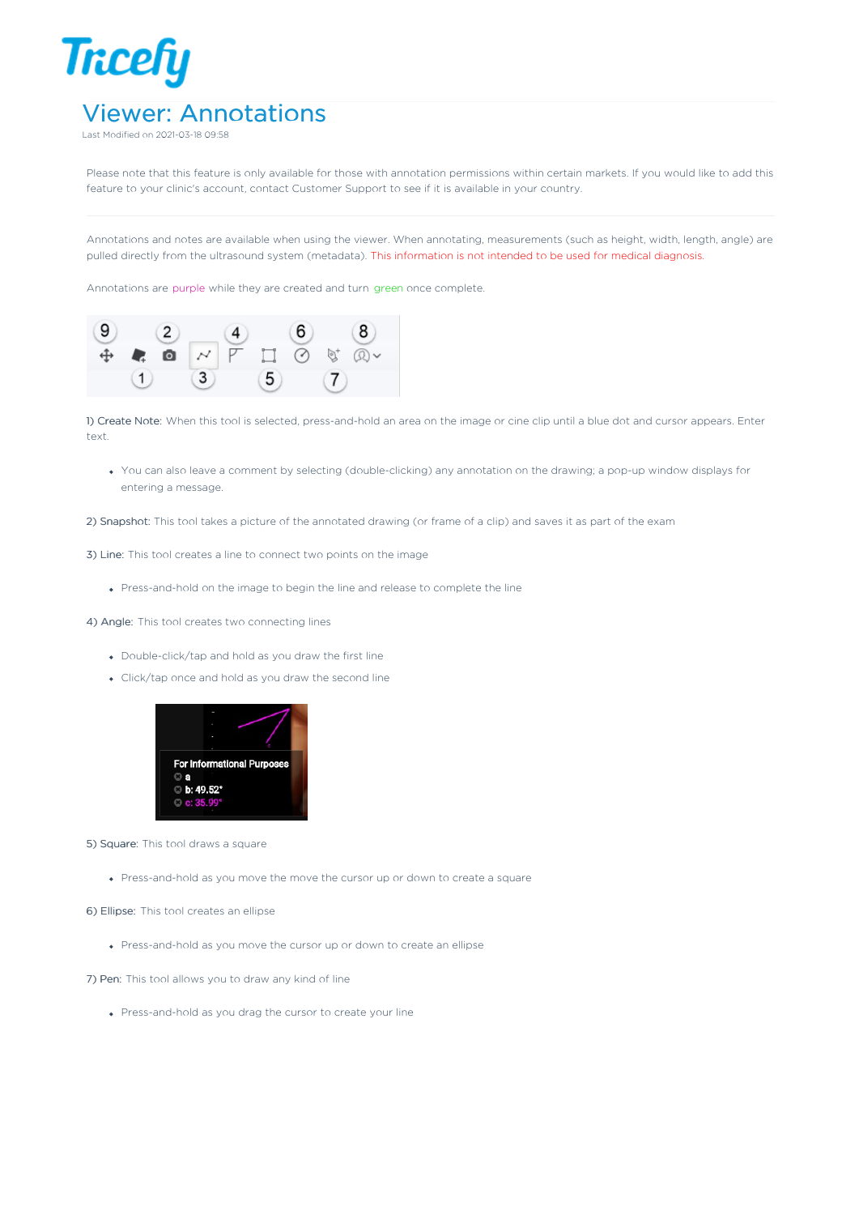# Viewer: Annotations

Last Modified on 2021-03-18 09:58

Please note that this feature is only available for those with annotation permissions within certain markets. If you would like to add this feature to your clinic's account, contact Customer Support to see if it is available in your country.

---

Annotations and notes are available when using the viewer. When annotating, measurements (such as height, width, length, angle) are pulled directly from the ultrasound system (metadata). This information is not intended to be used for medical diagnosis.

Annotations are purple while they are created and turn green once complete.

1) Create Note: When this tool is selected, press-and-hold an area on the image or cine clip until a blue dot and cursor appears. Enter text.

- You can also leave a comment by selecting (double-clicking) any annotation on the drawing; a pop-up window displays for entering a message.

2) Snapshot: This tool takes a picture of the annotated drawing (or frame of a clip) and saves it as part of the exam

3) Line: This tool creates a line to connect two points on the image

- Press-and-hold on the image to begin the line and release to complete the line

4) Angle: This tool creates two connecting lines

- Double-click/tap and hold as you draw the first line
- Click/tap once and hold as you draw the second line

5) Square: This tool draws a square

- Press-and-hold as you move the move the cursor up or down to create a square

6) Ellipse: This tool creates an ellipse

- Press-and-hold as you move the cursor up or down to create an ellipse

7) Pen: This tool allows you to draw any kind of line

- Press-and-hold as you drag the cursor to create your line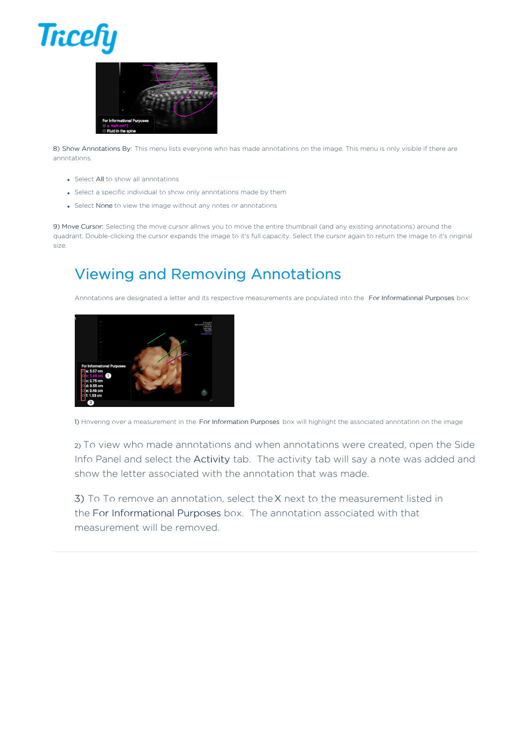8) Show Annotations By: This menu lists everyone who has made annotations on the image. This menu is only visible if there are annotations.

- Select All to show all annotations
- Select a specific individual to show only annotations made by them
- Select None to view the image without any notes or annotations

9) Move Cursor: Selecting the move cursor allows you to move the entire thumbnail (and any existing annotations) around the quadrant. Double-clicking the cursor expands the image to it's full capacity. Select the cursor again to return the image to it's original size.

## Viewing and Removing Annotations

Annotations are designated a letter and its respective measurements are populated into the For Informational Purposes box:

1) Hovering over a measurement in the For Information Purposes box will highlight the associated annotation on the image

2) To view who made annotations and when annotations were created, open the Side Info Panel and select the Activity tab. The activity tab will say a note was added and show the letter associated with the annotation that was made.

3) To To remove an annotation, select the X next to the measurement listed in the For Informational Purposes box. The annotation associated with that measurement will be removed.